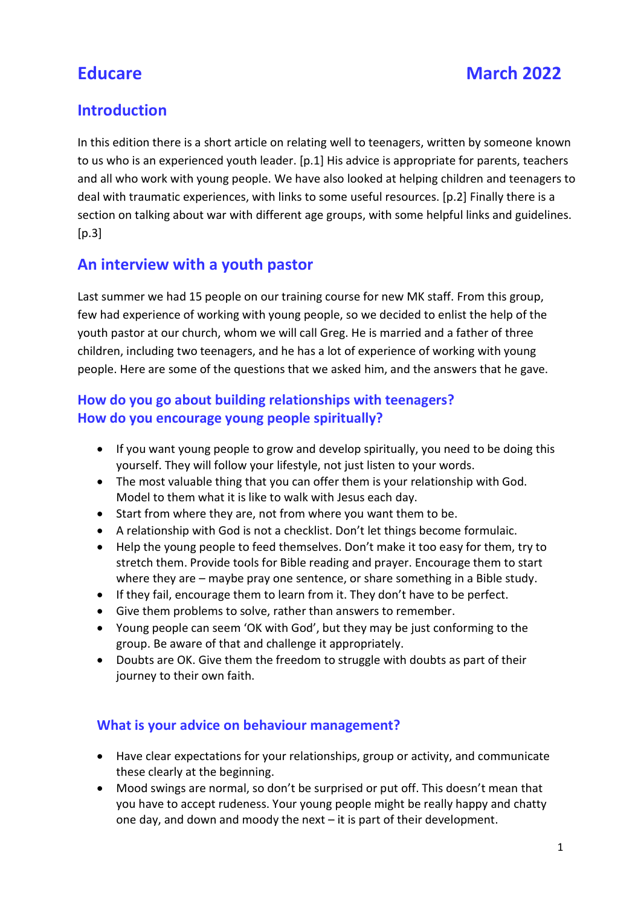# Educare March 2022

## Introduction

In this edition there is a short article on relating well to teenagers, written by someone known to us who is an experienced youth leader. [p.1] His advice is appropriate for parents, teachers and all who work with young people. We have also looked at helping children and teenagers to deal with traumatic experiences, with links to some useful resources. [p.2] Finally there is a section on talking about war with different age groups, with some helpful links and guidelines. [p.3]

## An interview with a youth pastor

Last summer we had 15 people on our training course for new MK staff. From this group, few had experience of working with young people, so we decided to enlist the help of the youth pastor at our church, whom we will call Greg. He is married and a father of three children, including two teenagers, and he has a lot of experience of working with young people. Here are some of the questions that we asked him, and the answers that he gave.

### How do you go about building relationships with teenagers?
### How do you encourage young people spiritually?

- If you want young people to grow and develop spiritually, you need to be doing this yourself. They will follow your lifestyle, not just listen to your words.
- The most valuable thing that you can offer them is your relationship with God. Model to them what it is like to walk with Jesus each day.
- Start from where they are, not from where you want them to be.
- A relationship with God is not a checklist. Don't let things become formulaic.
- Help the young people to feed themselves. Don't make it too easy for them, try to stretch them. Provide tools for Bible reading and prayer. Encourage them to start where they are – maybe pray one sentence, or share something in a Bible study.
- If they fail, encourage them to learn from it. They don't have to be perfect.
- Give them problems to solve, rather than answers to remember.
- Young people can seem 'OK with God', but they may be just conforming to the group. Be aware of that and challenge it appropriately.
- Doubts are OK. Give them the freedom to struggle with doubts as part of their journey to their own faith.

### What is your advice on behaviour management?

- Have clear expectations for your relationships, group or activity, and communicate these clearly at the beginning.
- Mood swings are normal, so don't be surprised or put off. This doesn't mean that you have to accept rudeness. Your young people might be really happy and chatty one day, and down and moody the next – it is part of their development.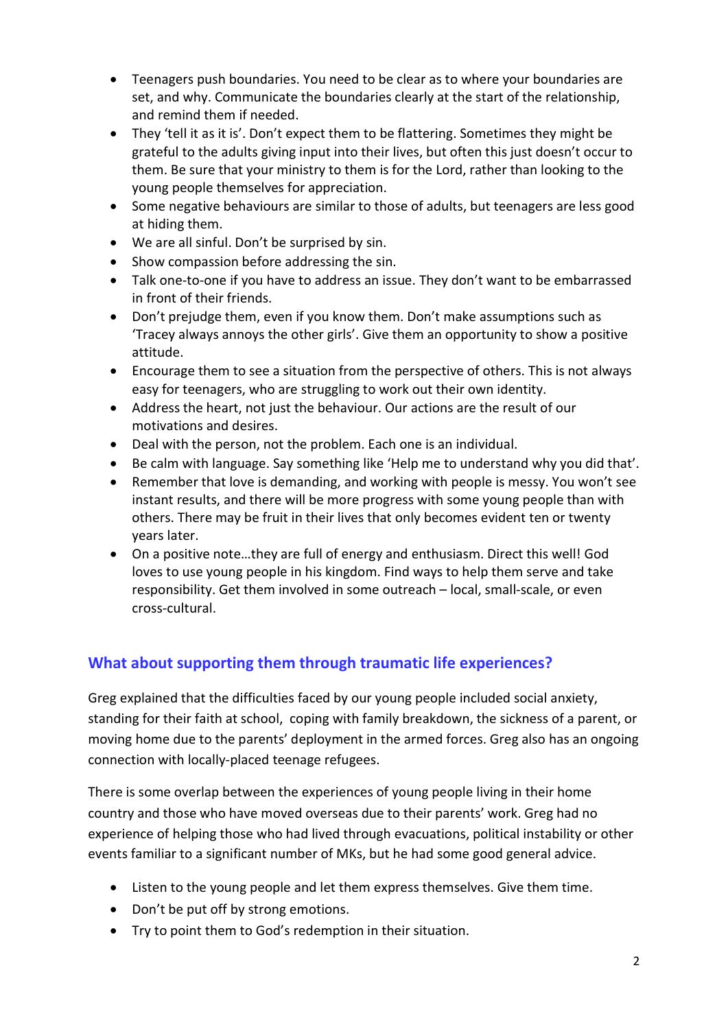- Teenagers push boundaries. You need to be clear as to where your boundaries are set, and why. Communicate the boundaries clearly at the start of the relationship, and remind them if needed.
- They 'tell it as it is'. Don't expect them to be flattering. Sometimes they might be grateful to the adults giving input into their lives, but often this just doesn't occur to them. Be sure that your ministry to them is for the Lord, rather than looking to the young people themselves for appreciation.
- Some negative behaviours are similar to those of adults, but teenagers are less good at hiding them.
- We are all sinful. Don't be surprised by sin.
- Show compassion before addressing the sin.
- Talk one-to-one if you have to address an issue. They don't want to be embarrassed in front of their friends.
- Don't prejudge them, even if you know them. Don't make assumptions such as 'Tracey always annoys the other girls'. Give them an opportunity to show a positive attitude.
- Encourage them to see a situation from the perspective of others. This is not always easy for teenagers, who are struggling to work out their own identity.
- Address the heart, not just the behaviour. Our actions are the result of our motivations and desires.
- Deal with the person, not the problem. Each one is an individual.
- Be calm with language. Say something like 'Help me to understand why you did that'.
- Remember that love is demanding, and working with people is messy. You won't see instant results, and there will be more progress with some young people than with others. There may be fruit in their lives that only becomes evident ten or twenty years later.
- On a positive note…they are full of energy and enthusiasm. Direct this well! God loves to use young people in his kingdom. Find ways to help them serve and take responsibility. Get them involved in some outreach – local, small-scale, or even cross-cultural.

## What about supporting them through traumatic life experiences?

Greg explained that the difficulties faced by our young people included social anxiety, standing for their faith at school, coping with family breakdown, the sickness of a parent, or moving home due to the parents' deployment in the armed forces. Greg also has an ongoing connection with locally-placed teenage refugees.

There is some overlap between the experiences of young people living in their home country and those who have moved overseas due to their parents' work. Greg had no experience of helping those who had lived through evacuations, political instability or other events familiar to a significant number of MKs, but he had some good general advice.

- Listen to the young people and let them express themselves. Give them time.
- Don't be put off by strong emotions.
- Try to point them to God's redemption in their situation.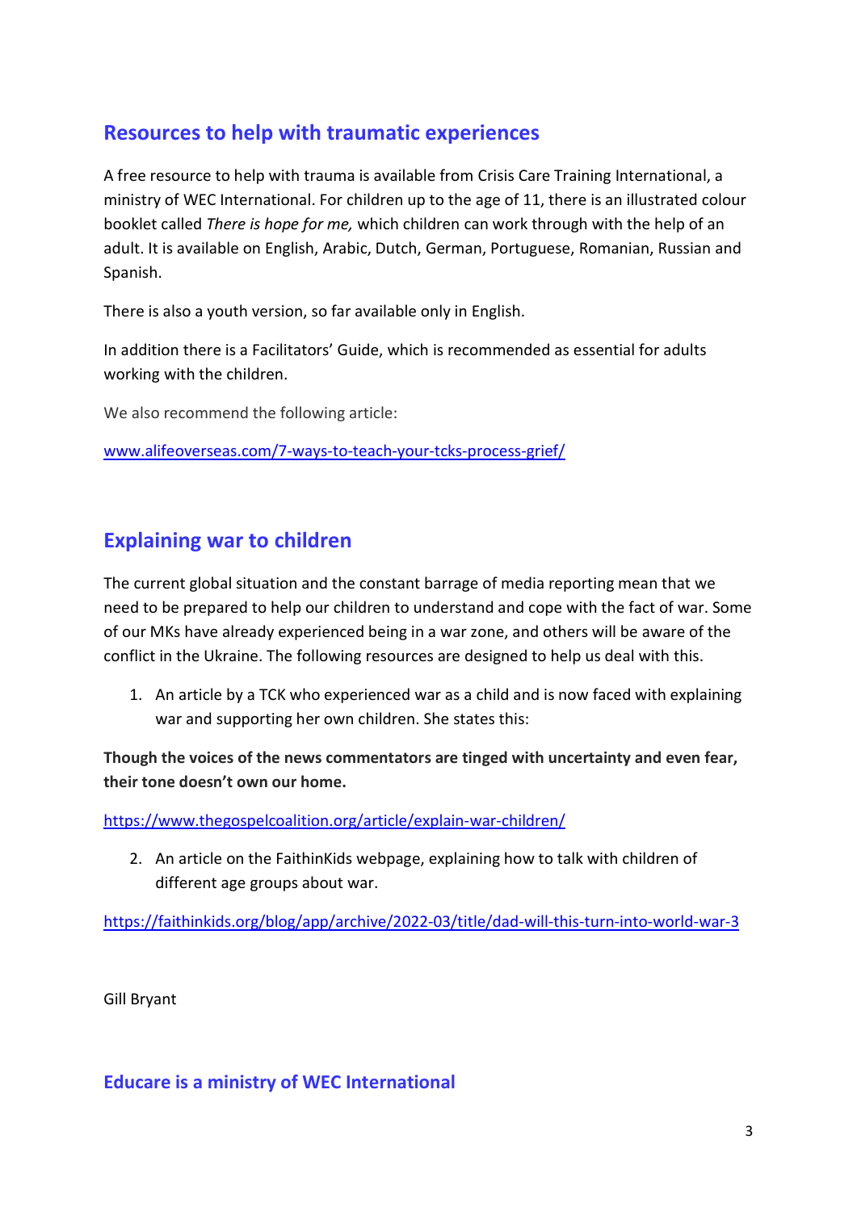## Resources to help with traumatic experiences

A free resource to help with trauma is available from Crisis Care Training International, a ministry of WEC International. For children up to the age of 11, there is an illustrated colour booklet called *There is hope for me,* which children can work through with the help of an adult. It is available on English, Arabic, Dutch, German, Portuguese, Romanian, Russian and Spanish.

There is also a youth version, so far available only in English.

In addition there is a Facilitators' Guide, which is recommended as essential for adults working with the children.

We also recommend the following article:

[www.alifeoverseas.com/7-ways-to-teach-your-tcks-process-grief/](www.alifeoverseas.com/7-ways-to-teach-your-tcks-process-grief/)

## Explaining war to children

The current global situation and the constant barrage of media reporting mean that we need to be prepared to help our children to understand and cope with the fact of war. Some of our MKs have already experienced being in a war zone, and others will be aware of the conflict in the Ukraine. The following resources are designed to help us deal with this.

1. An article by a TCK who experienced war as a child and is now faced with explaining war and supporting her own children. She states this:

**Though the voices of the news commentators are tinged with uncertainty and even fear, their tone doesn't own our home.**

[https://www.thegospelcoalition.org/article/explain-war-children/](https://www.thegospelcoalition.org/article/explain-war-children/)

2. An article on the FaithinKids webpage, explaining how to talk with children of different age groups about war.

[https://faithinkids.org/blog/app/archive/2022-03/title/dad-will-this-turn-into-world-war-3](https://faithinkids.org/blog/app/archive/2022-03/title/dad-will-this-turn-into-world-war-3)

Gill Bryant

### Educare is a ministry of WEC International